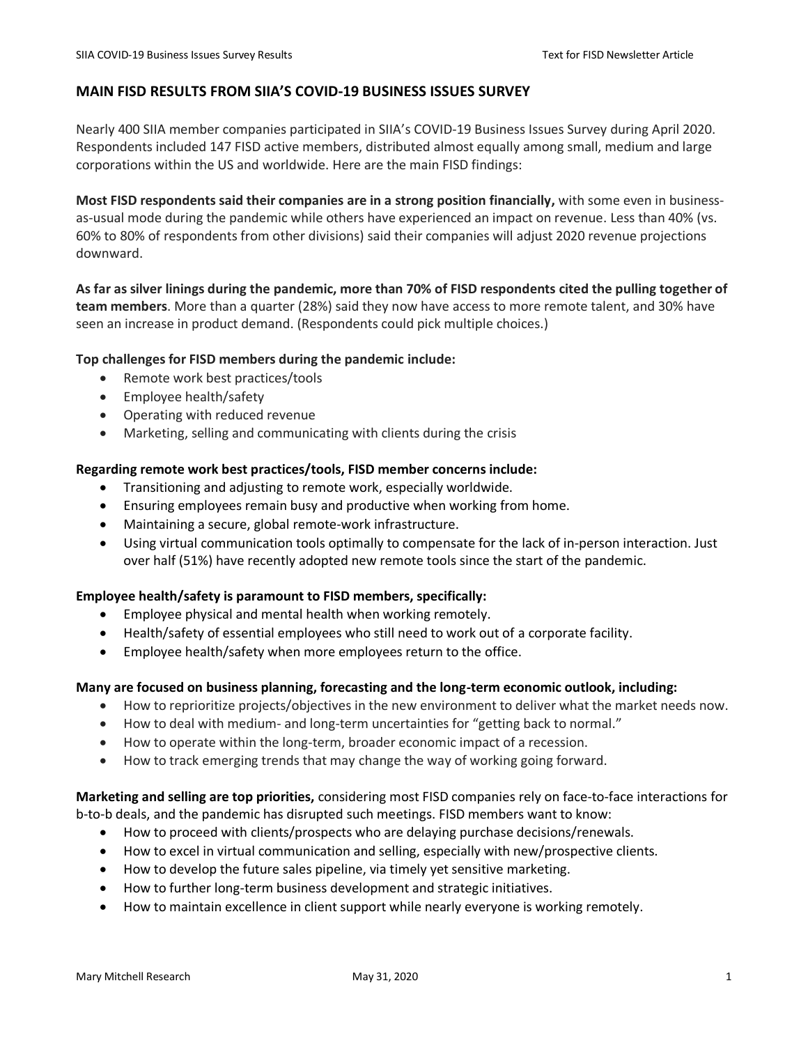# MAIN FISD RESULTS FROM SIIA'S COVID-19 BUSINESS ISSUES SURVEY

Nearly 400 SIIA member companies participated in SIIA's COVID-19 Business Issues Survey during April 2020. Respondents included 147 FISD active members, distributed almost equally among small, medium and large corporations within the US and worldwide. Here are the main FISD findings:

**Most FISD respondents said their companies are in a strong position financially,** with some even in business-as-usual mode during the pandemic while others have experienced an impact on revenue. Less than 40% (vs. 60% to 80% of respondents from other divisions) said their companies will adjust 2020 revenue projections downward.

**As far as silver linings during the pandemic, more than 70% of FISD respondents cited the pulling together of team members**. More than a quarter (28%) said they now have access to more remote talent, and 30% have seen an increase in product demand. (Respondents could pick multiple choices.)

**Top challenges for FISD members during the pandemic include:**

- Remote work best practices/tools
- Employee health/safety
- Operating with reduced revenue
- Marketing, selling and communicating with clients during the crisis

**Regarding remote work best practices/tools, FISD member concerns include:**

- Transitioning and adjusting to remote work, especially worldwide.
- Ensuring employees remain busy and productive when working from home.
- Maintaining a secure, global remote-work infrastructure.
- Using virtual communication tools optimally to compensate for the lack of in-person interaction. Just over half (51%) have recently adopted new remote tools since the start of the pandemic.

**Employee health/safety is paramount to FISD members, specifically:**

- Employee physical and mental health when working remotely.
- Health/safety of essential employees who still need to work out of a corporate facility.
- Employee health/safety when more employees return to the office.

**Many are focused on business planning, forecasting and the long-term economic outlook, including:**

- How to reprioritize projects/objectives in the new environment to deliver what the market needs now.
- How to deal with medium- and long-term uncertainties for "getting back to normal."
- How to operate within the long-term, broader economic impact of a recession.
- How to track emerging trends that may change the way of working going forward.

**Marketing and selling are top priorities,** considering most FISD companies rely on face-to-face interactions for b-to-b deals, and the pandemic has disrupted such meetings. FISD members want to know:

- How to proceed with clients/prospects who are delaying purchase decisions/renewals.
- How to excel in virtual communication and selling, especially with new/prospective clients.
- How to develop the future sales pipeline, via timely yet sensitive marketing.
- How to further long-term business development and strategic initiatives.
- How to maintain excellence in client support while nearly everyone is working remotely.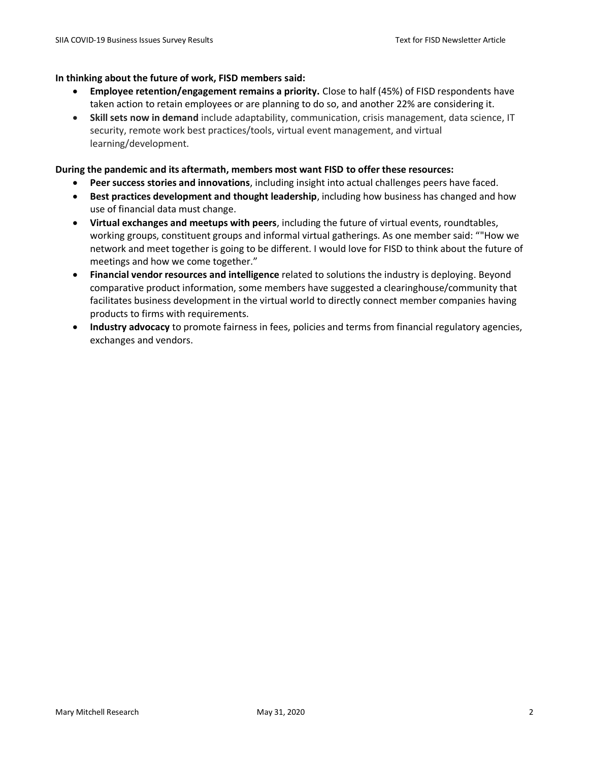**In thinking about the future of work, FISD members said:**

- **Employee retention/engagement remains a priority.** Close to half (45%) of FISD respondents have taken action to retain employees or are planning to do so, and another 22% are considering it.
- **Skill sets now in demand** include adaptability, communication, crisis management, data science, IT security, remote work best practices/tools, virtual event management, and virtual learning/development.

**During the pandemic and its aftermath, members most want FISD to offer these resources:**

- **Peer success stories and innovations**, including insight into actual challenges peers have faced.
- **Best practices development and thought leadership**, including how business has changed and how use of financial data must change.
- **Virtual exchanges and meetups with peers**, including the future of virtual events, roundtables, working groups, constituent groups and informal virtual gatherings. As one member said: “"How we network and meet together is going to be different. I would love for FISD to think about the future of meetings and how we come together.”
- **Financial vendor resources and intelligence** related to solutions the industry is deploying. Beyond comparative product information, some members have suggested a clearinghouse/community that facilitates business development in the virtual world to directly connect member companies having products to firms with requirements.
- **Industry advocacy** to promote fairness in fees, policies and terms from financial regulatory agencies, exchanges and vendors.